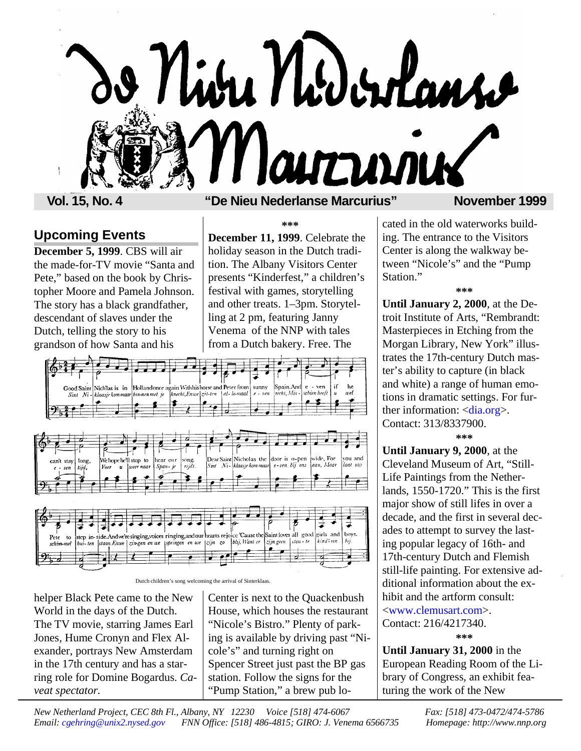# De Nieu Nederlanse Marcurius

**Vol. 15, No. 4** — **"De Nieu Nederlanse Marcurius"** — **November 1999**

## Upcoming Events

**December 5, 1999**. CBS will air the made-for-TV movie "Santa and Pete," based on the book by Christopher Moore and Pamela Johnson. The story has a black grandfather, descendant of slaves under the Dutch, telling the story to his grandson of how Santa and his helper Black Pete came to the New World in the days of the Dutch. The TV movie, starring James Earl Jones, Hume Cronyn and Flex Alexander, portrays New Amsterdam in the 17th century and has a starring role for Domine Bogardus. *Caveat spectator.*

\*\*\*

**December 11, 1999**. Celebrate the holiday season in the Dutch tradition. The Albany Visitors Center presents "Kinderfest," a children's festival with games, storytelling and other treats. 1–3pm. Storytelling at 2 pm, featuring Janny Venema of the NNP with tales from a Dutch bakery. Free. The Center is next to the Quackenbush House, which houses the restaurant "Nicole's Bistro." Plenty of parking is available by driving past "Nicole's" and turning right on Spencer Street just past the BP gas station. Follow the signs for the "Pump Station," a brew pub located in the old waterworks building. The entrance to the Visitors Center is along the walkway between "Nicole's" and the "Pump Station."

Dutch children's song welcoming the arrival of Sinterklaas.

\*\*\*

**Until January 2, 2000**, at the Detroit Institute of Arts, "Rembrandt: Masterpieces in Etching from the Morgan Library, New York" illustrates the 17th-century Dutch master's ability to capture (in black and white) a range of human emotions in dramatic settings. For further information: <dia.org>. Contact: 313/8337900.

\*\*\*

**Until January 9, 2000**, at the Cleveland Museum of Art, "Still-Life Paintings from the Netherlands, 1550-1720." This is the first major show of still lifes in over a decade, and the first in several decades to attempt to survey the lasting popular legacy of 16th- and 17th-century Dutch and Flemish still-life painting. For extensive additional information about the exhibit and the artform consult: <www.clemusart.com>. Contact: 216/4217340.

\*\*\*

**Until January 31, 2000** in the European Reading Room of the Library of Congress, an exhibit featuring the work of the New

*New Netherland Project, CEC 8th Fl., Albany, NY 12230 Voice [518] 474-6067 Fax: [518] 473-0472/474-5786*
*Email: cgehring@unix2.nysed.gov FNN Office: [518] 486-4815; GIRO: J. Venema 6566735 Homepage: http://www.nnp.org*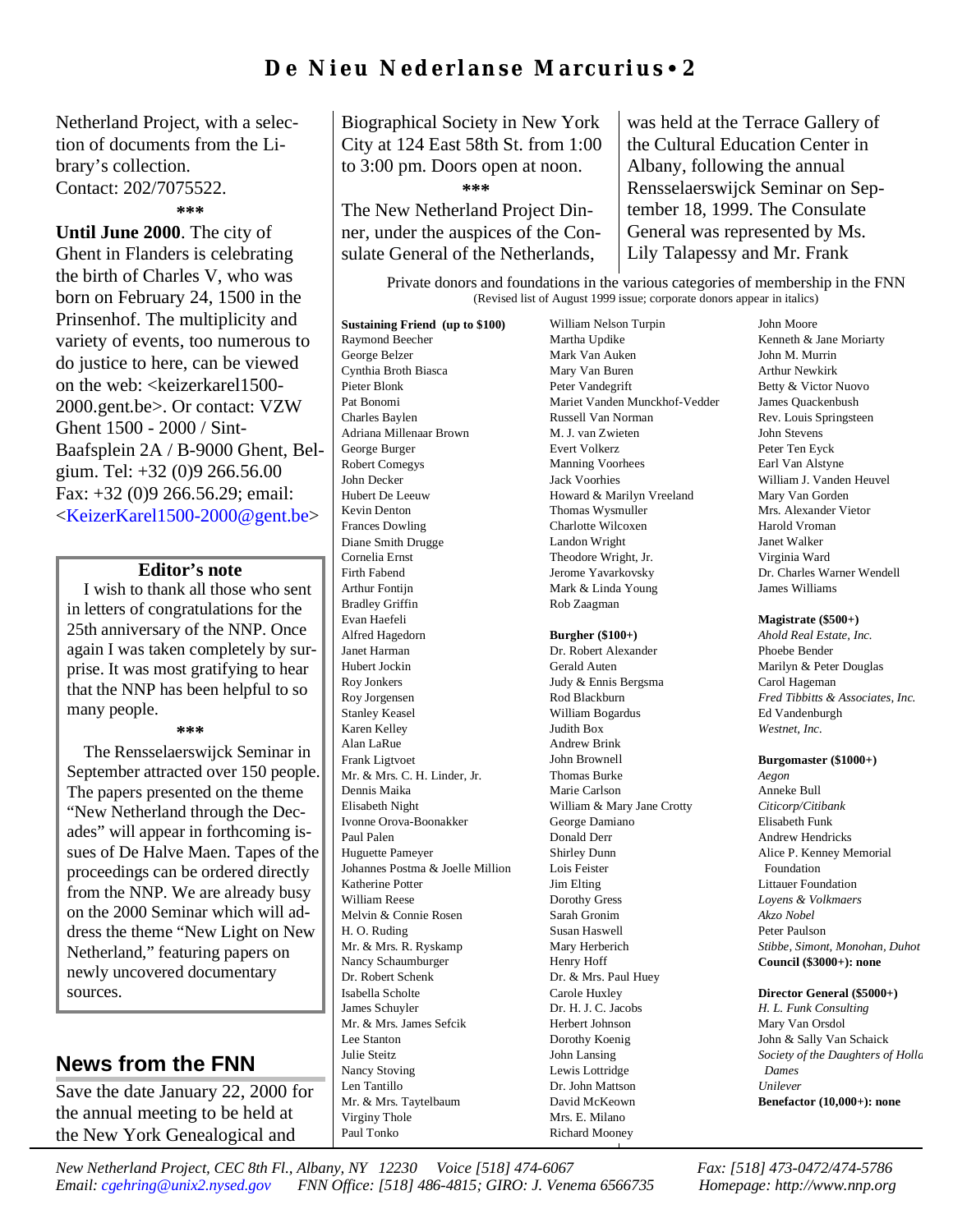Netherland Project, with a selection of documents from the Library's collection. Contact: 202/7075522.

\*\*\*

**Until June 2000**. The city of Ghent in Flanders is celebrating the birth of Charles V, who was born on February 24, 1500 in the Prinsenhof. The multiplicity and variety of events, too numerous to do justice to here, can be viewed on the web: <keizerkarel1500-2000.gent.be>. Or contact: VZW Ghent 1500 - 2000 / Sint-Baafsplein 2A / B-9000 Ghent, Belgium. Tel: +32 (0)9 266.56.00 Fax: +32 (0)9 266.56.29; email: <KeizerKarel1500-2000@gent.be>

### Editor's note

I wish to thank all those who sent in letters of congratulations for the 25th anniversary of the NNP. Once again I was taken completely by surprise. It was most gratifying to hear that the NNP has been helpful to so many people.

\*\*\*

The Rensselaerswijck Seminar in September attracted over 150 people. The papers presented on the theme "New Netherland through the Decades" will appear in forthcoming issues of De Halve Maen. Tapes of the proceedings can be ordered directly from the NNP. We are already busy on the 2000 Seminar which will address the theme "New Light on New Netherland," featuring papers on newly uncovered documentary sources.

## News from the FNN

Save the date January 22, 2000 for the annual meeting to be held at the New York Genealogical and Biographical Society in New York City at 124 East 58th St. from 1:00 to 3:00 pm. Doors open at noon.

\*\*\*

The New Netherland Project Dinner, under the auspices of the Consulate General of the Netherlands, was held at the Terrace Gallery of the Cultural Education Center in Albany, following the annual Rensselaerswijck Seminar on September 18, 1999. The Consulate General was represented by Ms. Lily Talapessy and Mr. Frank

Private donors and foundations in the various categories of membership in the FNN
(Revised list of August 1999 issue; corporate donors appear in italics)

**Sustaining Friend (up to $100)**
Raymond Beecher
George Belzer
Cynthia Broth Biasca
Pieter Blonk
Pat Bonomi
Charles Baylen
Adriana Millenaar Brown
George Burger
Robert Comegys
John Decker
Hubert De Leeuw
Kevin Denton
Frances Dowling
Diane Smith Drugge
Cornelia Ernst
Firth Fabend
Arthur Fontijn
Bradley Griffin
Evan Haefeli
Alfred Hagedorn
Janet Harman
Hubert Jockin
Roy Jonkers
Roy Jorgensen
Stanley Keasel
Karen Kelley
Alan LaRue
Frank Ligtvoet
Mr. & Mrs. C. H. Linder, Jr.
Dennis Maika
Elisabeth Night
Ivonne Orova-Boonakker
Paul Palen
Huguette Pameyer
Johannes Postma & Joelle Million
Katherine Potter
William Reese
Melvin & Connie Rosen
H. O. Ruding
Mr. & Mrs. R. Ryskamp
Nancy Schaumburger
Dr. Robert Schenk
Isabella Scholte
James Schuyler
Mr. & Mrs. James Sefcik
Lee Stanton
Julie Steitz
Nancy Stoving
Len Tantillo
Mr. & Mrs. Taytelbaum
Virginy Thole
Paul Tonko
William Nelson Turpin
Martha Updike
Mark Van Auken
Mary Van Buren
Peter Vandegrift
Mariet Vanden Munckhof-Vedder
Russell Van Norman
M. J. van Zwieten
Evert Volkerz
Manning Voorhees
Jack Voorhies
Howard & Marilyn Vreeland
Thomas Wysmuller
Charlotte Wilcoxen
Landon Wright
Theodore Wright, Jr.
Jerome Yavarkovsky
Mark & Linda Young
Rob Zaagman

**Burgher ($100+)**
Dr. Robert Alexander
Gerald Auten
Judy & Ennis Bergsma
Rod Blackburn
William Bogardus
Judith Box
Andrew Brink
John Brownell
Thomas Burke
Marie Carlson
William & Mary Jane Crotty
George Damiano
Donald Derr
Shirley Dunn
Lois Feister
Jim Elting
Dorothy Gress
Sarah Gronim
Susan Haswell
Mary Herberich
Henry Hoff
Dr. & Mrs. Paul Huey
Carole Huxley
Dr. H. J. C. Jacobs
Herbert Johnson
Dorothy Koenig
John Lansing
Lewis Lottridge
Dr. John Mattson
David McKeown
Mrs. E. Milano
Richard Mooney
John Moore
Kenneth & Jane Moriarty
John M. Murrin
Arthur Newkirk
Betty & Victor Nuovo
James Quackenbush
Rev. Louis Springsteen
John Stevens
Peter Ten Eyck
Earl Van Alstyne
William J. Vanden Heuvel
Mary Van Gorden
Mrs. Alexander Vietor
Harold Vroman
Janet Walker
Virginia Ward
Dr. Charles Warner Wendell
James Williams

**Magistrate ($500+)**
*Ahold Real Estate, Inc.*
Phoebe Bender
Marilyn & Peter Douglas
Carol Hageman
*Fred Tibbitts & Associates, Inc.*
Ed Vandenburgh
*Westnet, Inc.*

**Burgomaster ($1000+)**
*Aegon*
Anneke Bull
*Citicorp/Citibank*
Elisabeth Funk
Andrew Hendricks
Alice P. Kenney Memorial Foundation
Littauer Foundation
*Loyens & Volkmaers*
*Akzo Nobel*
Peter Paulson
*Stibbe, Simont, Monohan, Duhot*
**Council ($3000+): none**

**Director General ($5000+)**
*H. L. Funk Consulting*
Mary Van Orsdol
John & Sally Van Schaick
*Society of the Daughters of Holland Dames*
*Unilever*
**Benefactor (10,000+): none**

*New Netherland Project, CEC 8th Fl., Albany, NY 12230 Voice [518] 474-6067 Fax: [518] 473-0472/474-5786*
*Email: cgehring@unix2.nysed.gov FNN Office: [518] 486-4815; GIRO: J. Venema 6566735 Homepage: http://www.nnp.org*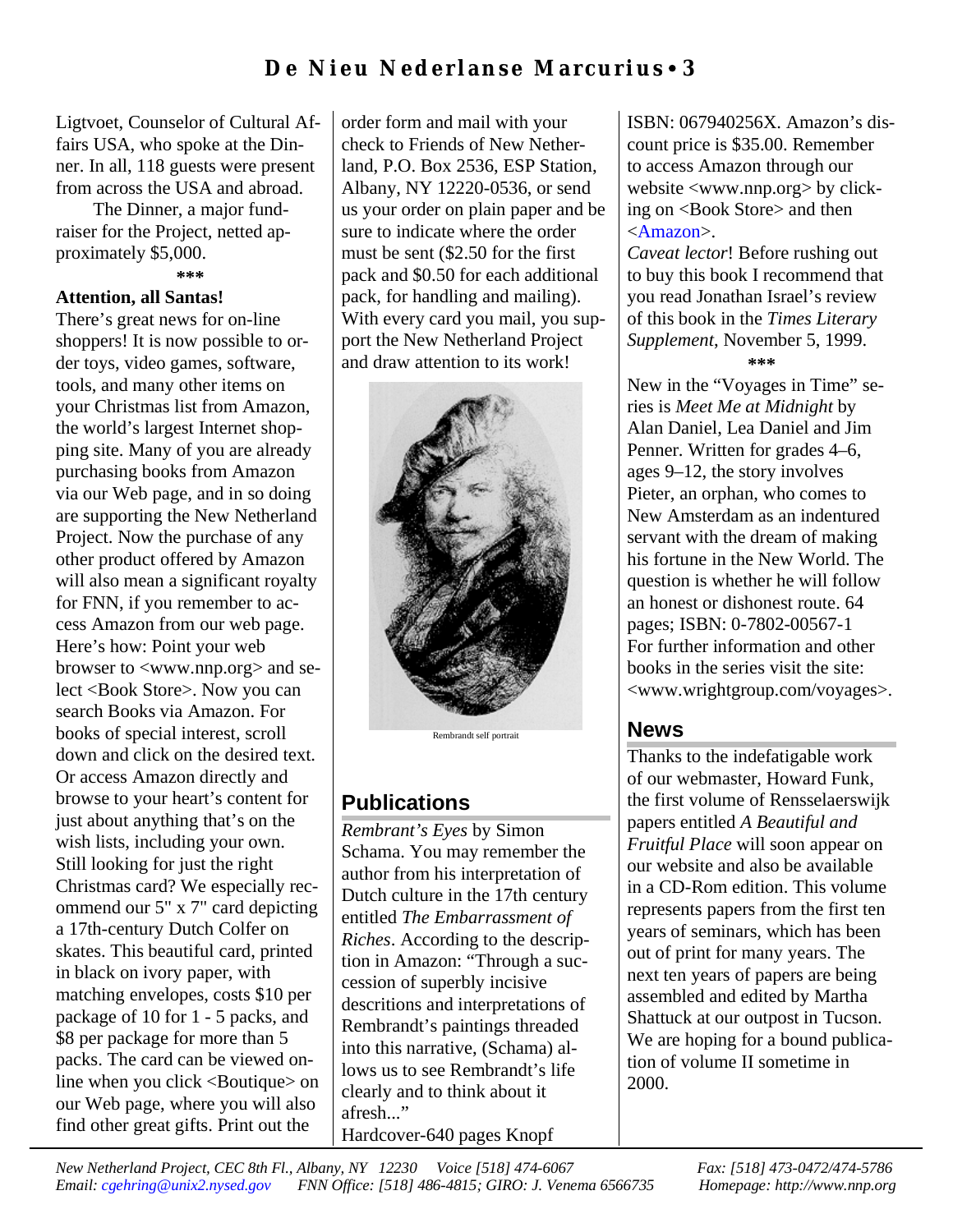Ligtvoet, Counselor of Cultural Affairs USA, who spoke at the Dinner. In all, 118 guests were present from across the USA and abroad.

The Dinner, a major fundraiser for the Project, netted approximately $5,000.

***

**Attention, all Santas!**

There's great news for on-line shoppers! It is now possible to order toys, video games, software, tools, and many other items on your Christmas list from Amazon, the world's largest Internet shopping site. Many of you are already purchasing books from Amazon via our Web page, and in so doing are supporting the New Netherland Project. Now the purchase of any other product offered by Amazon will also mean a significant royalty for FNN, if you remember to access Amazon from our web page. Here's how: Point your web browser to <www.nnp.org> and select <Book Store>. Now you can search Books via Amazon. For books of special interest, scroll down and click on the desired text. Or access Amazon directly and browse to your heart's content for just about anything that's on the wish lists, including your own. Still looking for just the right Christmas card? We especially recommend our 5" x 7" card depicting a 17th-century Dutch Colfer on skates. This beautiful card, printed in black on ivory paper, with matching envelopes, costs $10 per package of 10 for 1 - 5 packs, and $8 per package for more than 5 packs. The card can be viewed online when you click <Boutique> on our Web page, where you will also find other great gifts. Print out the order form and mail with your check to Friends of New Netherland, P.O. Box 2536, ESP Station, Albany, NY 12220-0536, or send us your order on plain paper and be sure to indicate where the order must be sent ($2.50 for the first pack and $0.50 for each additional pack, for handling and mailing). With every card you mail, you support the New Netherland Project and draw attention to its work!

Rembrandt self portrait

## Publications

*Rembrant's Eyes* by Simon Schama. You may remember the author from his interpretation of Dutch culture in the 17th century entitled *The Embarrassment of Riches*. According to the description in Amazon: "Through a succession of superbly incisive descritions and interpretations of Rembrandt's paintings threaded into this narrative, (Schama) allows us to see Rembrandt's life clearly and to think about it afresh..."
Hardcover-640 pages Knopf ISBN: 067940256X. Amazon's discount price is $35.00. Remember to access Amazon through our website <www.nnp.org> by clicking on <Book Store> and then <Amazon>.

*Caveat lector*! Before rushing out to buy this book I recommend that you read Jonathan Israel's review of this book in the *Times Literary Supplement*, November 5, 1999.

***

New in the "Voyages in Time" series is *Meet Me at Midnight* by Alan Daniel, Lea Daniel and Jim Penner. Written for grades 4–6, ages 9–12, the story involves Pieter, an orphan, who comes to New Amsterdam as an indentured servant with the dream of making his fortune in the New World. The question is whether he will follow an honest or dishonest route. 64 pages; ISBN: 0-7802-00567-1
For further information and other books in the series visit the site: <www.wrightgroup.com/voyages>.

## News

Thanks to the indefatigable work of our webmaster, Howard Funk, the first volume of Rensselaerswijk papers entitled *A Beautiful and Fruitful Place* will soon appear on our website and also be available in a CD-Rom edition. This volume represents papers from the first ten years of seminars, which has been out of print for many years. The next ten years of papers are being assembled and edited by Martha Shattuck at our outpost in Tucson. We are hoping for a bound publication of volume II sometime in 2000.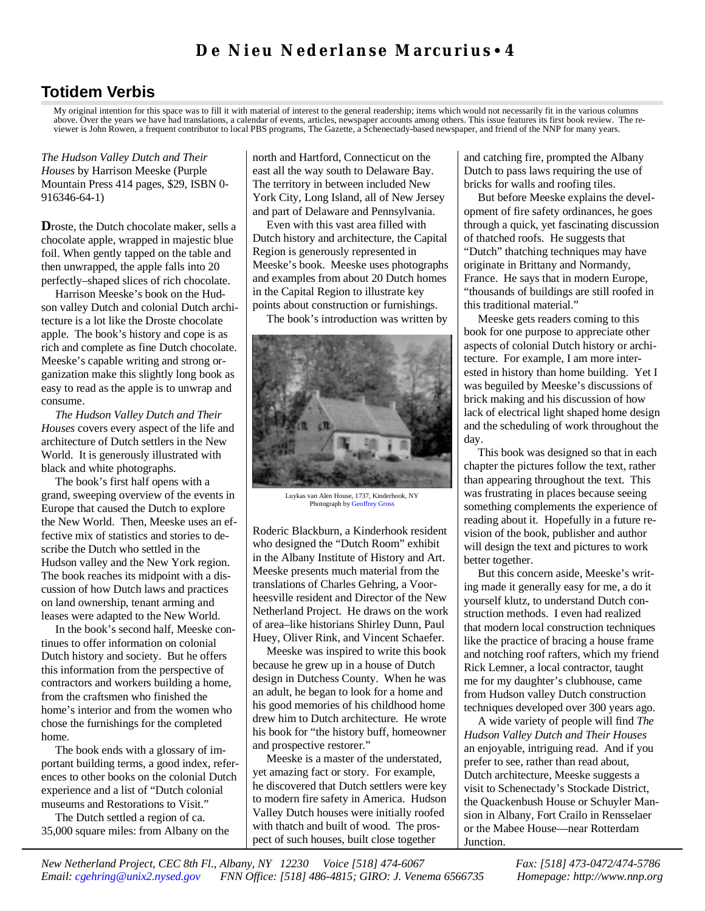## Totidem Verbis

My original intention for this space was to fill it with material of interest to the general readership; items which would not necessarily fit in the various columns above. Over the years we have had translations, a calendar of events, articles, newspaper accounts among others. This issue features its first book review. The reviewer is John Rowen, a frequent contributor to local PBS programs, The Gazette, a Schenectady-based newspaper, and friend of the NNP for many years.

*The Hudson Valley Dutch and Their Houses* by Harrison Meeske (Purple Mountain Press 414 pages, $29, ISBN 0-916346-64-1)

**D**roste, the Dutch chocolate maker, sells a chocolate apple, wrapped in majestic blue foil. When gently tapped on the table and then unwrapped, the apple falls into 20 perfectly–shaped slices of rich chocolate.

Harrison Meeske's book on the Hudson valley Dutch and colonial Dutch architecture is a lot like the Droste chocolate apple. The book's history and cope is as rich and complete as fine Dutch chocolate. Meeske's capable writing and strong organization make this slightly long book as easy to read as the apple is to unwrap and consume.

*The Hudson Valley Dutch and Their Houses* covers every aspect of the life and architecture of Dutch settlers in the New World. It is generously illustrated with black and white photographs.

The book's first half opens with a grand, sweeping overview of the events in Europe that caused the Dutch to explore the New World. Then, Meeske uses an effective mix of statistics and stories to describe the Dutch who settled in the Hudson valley and the New York region. The book reaches its midpoint with a discussion of how Dutch laws and practices on land ownership, tenant arming and leases were adapted to the New World.

In the book's second half, Meeske continues to offer information on colonial Dutch history and society. But he offers this information from the perspective of contractors and workers building a home, from the craftsmen who finished the home's interior and from the women who chose the furnishings for the completed home.

The book ends with a glossary of important building terms, a good index, references to other books on the colonial Dutch experience and a list of "Dutch colonial museums and Restorations to Visit."

The Dutch settled a region of ca. 35,000 square miles: from Albany on the north and Hartford, Connecticut on the east all the way south to Delaware Bay. The territory in between included New York City, Long Island, all of New Jersey and part of Delaware and Pennsylvania.

Even with this vast area filled with Dutch history and architecture, the Capital Region is generously represented in Meeske's book. Meeske uses photographs and examples from about 20 Dutch homes in the Capital Region to illustrate key points about construction or furnishings.

The book's introduction was written by Roderic Blackburn, a Kinderhook resident who designed the "Dutch Room" exhibit in the Albany Institute of History and Art. Meeske presents much material from the translations of Charles Gehring, a Voorheesville resident and Director of the New Netherland Project. He draws on the work of area–like historians Shirley Dunn, Paul Huey, Oliver Rink, and Vincent Schaefer.

Luykas van Alen House, 1737, Kinderhook, NY
Photograph by Geoffrey Gross

Meeske was inspired to write this book because he grew up in a house of Dutch design in Dutchess County. When he was an adult, he began to look for a home and his good memories of his childhood home drew him to Dutch architecture. He wrote his book for "the history buff, homeowner and prospective restorer."

Meeske is a master of the understated, yet amazing fact or story. For example, he discovered that Dutch settlers were key to modern fire safety in America. Hudson Valley Dutch houses were initially roofed with thatch and built of wood. The prospect of such houses, built close together and catching fire, prompted the Albany Dutch to pass laws requiring the use of bricks for walls and roofing tiles.

But before Meeske explains the development of fire safety ordinances, he goes through a quick, yet fascinating discussion of thatched roofs. He suggests that "Dutch" thatching techniques may have originate in Brittany and Normandy, France. He says that in modern Europe, "thousands of buildings are still roofed in this traditional material."

Meeske gets readers coming to this book for one purpose to appreciate other aspects of colonial Dutch history or architecture. For example, I am more interested in history than home building. Yet I was beguiled by Meeske's discussions of brick making and his discussion of how lack of electrical light shaped home design and the scheduling of work throughout the day.

This book was designed so that in each chapter the pictures follow the text, rather than appearing throughout the text. This was frustrating in places because seeing something complements the experience of reading about it. Hopefully in a future revision of the book, publisher and author will design the text and pictures to work better together.

But this concern aside, Meeske's writing made it generally easy for me, a do it yourself klutz, to understand Dutch construction methods. I even had realized that modern local construction techniques like the practice of bracing a house frame and notching roof rafters, which my friend Rick Lemner, a local contractor, taught me for my daughter's clubhouse, came from Hudson valley Dutch construction techniques developed over 300 years ago.

A wide variety of people will find *The Hudson Valley Dutch and Their Houses* an enjoyable, intriguing read. And if you prefer to see, rather than read about, Dutch architecture, Meeske suggests a visit to Schenectady's Stockade District, the Quackenbush House or Schuyler Mansion in Albany, Fort Crailo in Rensselaer or the Mabee House—near Rotterdam Junction.

*New Netherland Project, CEC 8th Fl., Albany, NY 12230 Voice [518] 474-6067 Fax: [518] 473-0472/474-5786*
*Email: cgehring@unix2.nysed.gov FNN Office: [518] 486-4815; GIRO: J. Venema 6566735 Homepage: http://www.nnp.org*